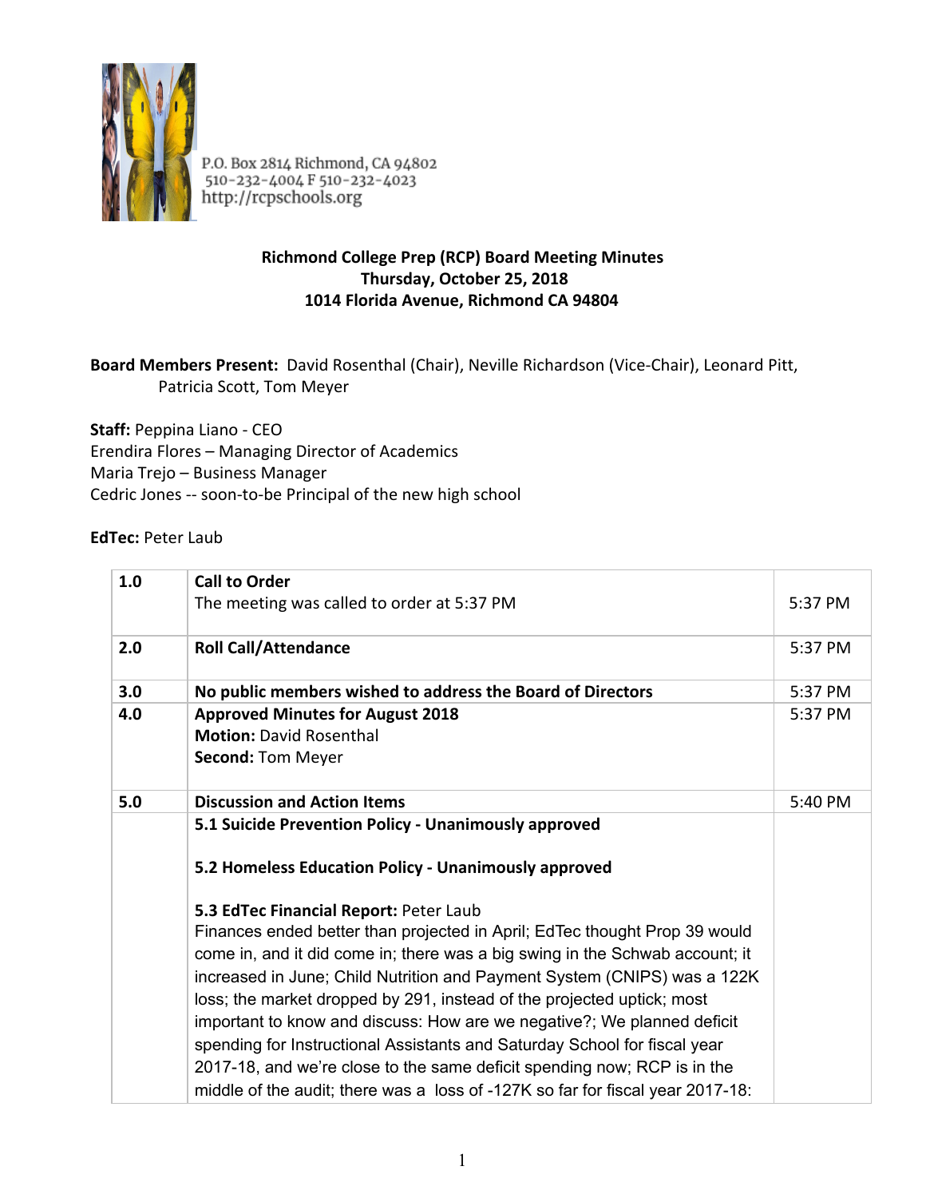P.O. Box 2814 Richmond, CA 94802
510-232-4004 F 510-232-4023
http://rcpschools.org

**Richmond College Prep (RCP) Board Meeting Minutes**
**Thursday, October 25, 2018**
**1014 Florida Avenue, Richmond CA 94804**

**Board Members Present:** David Rosenthal (Chair), Neville Richardson (Vice-Chair), Leonard Pitt, Patricia Scott, Tom Meyer

**Staff:** Peppina Liano - CEO
Erendira Flores – Managing Director of Academics
Maria Trejo – Business Manager
Cedric Jones -- soon-to-be Principal of the new high school

**EdTec:** Peter Laub

| | | |
|---|---|---|
| **1.0** | **Call to Order**<br>The meeting was called to order at 5:37 PM | 5:37 PM |
| **2.0** | **Roll Call/Attendance** | 5:37 PM |
| **3.0** | **No public members wished to address the Board of Directors** | 5:37 PM |
| **4.0** | **Approved Minutes for August 2018**<br>**Motion:** David Rosenthal<br>**Second:** Tom Meyer | 5:37 PM |
| **5.0** | **Discussion and Action Items** | 5:40 PM |
| | **5.1 Suicide Prevention Policy - Unanimously approved**<br><br>**5.2 Homeless Education Policy - Unanimously approved**<br><br>**5.3 EdTec Financial Report:** Peter Laub<br>Finances ended better than projected in April; EdTec thought Prop 39 would come in, and it did come in; there was a big swing in the Schwab account; it increased in June; Child Nutrition and Payment System (CNIPS) was a 122K loss; the market dropped by 291, instead of the projected uptick; most important to know and discuss: How are we negative?; We planned deficit spending for Instructional Assistants and Saturday School for fiscal year 2017-18, and we're close to the same deficit spending now; RCP is in the middle of the audit; there was a loss of -127K so far for fiscal year 2017-18: | |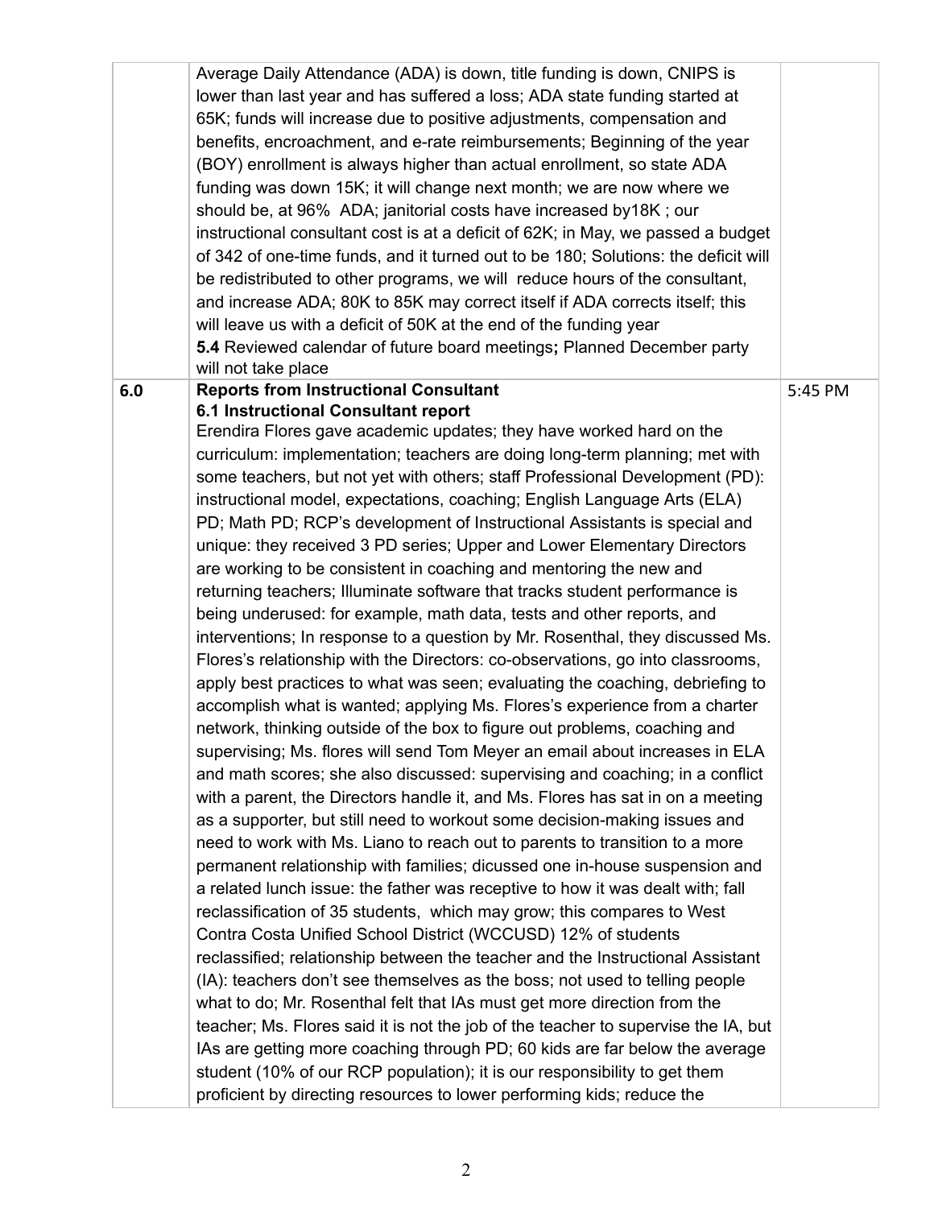| | | |
|---|---|---|
| | Average Daily Attendance (ADA) is down, title funding is down, CNIPS is lower than last year and has suffered a loss; ADA state funding started at 65K; funds will increase due to positive adjustments, compensation and benefits, encroachment, and e-rate reimbursements; Beginning of the year (BOY) enrollment is always higher than actual enrollment, so state ADA funding was down 15K; it will change next month; we are now where we should be, at 96% ADA; janitorial costs have increased by18K ; our instructional consultant cost is at a deficit of 62K; in May, we passed a budget of 342 of one-time funds, and it turned out to be 180; Solutions: the deficit will be redistributed to other programs, we will reduce hours of the consultant, and increase ADA; 80K to 85K may correct itself if ADA corrects itself; this will leave us with a deficit of 50K at the end of the funding year<br>**5.4** Reviewed calendar of future board meetings**;** Planned December party will not take place | |
| **6.0** | **Reports from Instructional Consultant**<br>**6.1 Instructional Consultant report**<br>Erendira Flores gave academic updates; they have worked hard on the curriculum: implementation; teachers are doing long-term planning; met with some teachers, but not yet with others; staff Professional Development (PD): instructional model, expectations, coaching; English Language Arts (ELA) PD; Math PD; RCP's development of Instructional Assistants is special and unique: they received 3 PD series; Upper and Lower Elementary Directors are working to be consistent in coaching and mentoring the new and returning teachers; Illuminate software that tracks student performance is being underused: for example, math data, tests and other reports, and interventions; In response to a question by Mr. Rosenthal, they discussed Ms. Flores's relationship with the Directors: co-observations, go into classrooms, apply best practices to what was seen; evaluating the coaching, debriefing to accomplish what is wanted; applying Ms. Flores's experience from a charter network, thinking outside of the box to figure out problems, coaching and supervising; Ms. flores will send Tom Meyer an email about increases in ELA and math scores; she also discussed: supervising and coaching; in a conflict with a parent, the Directors handle it, and Ms. Flores has sat in on a meeting as a supporter, but still need to workout some decision-making issues and need to work with Ms. Liano to reach out to parents to transition to a more permanent relationship with families; dicussed one in-house suspension and a related lunch issue: the father was receptive to how it was dealt with; fall reclassification of 35 students, which may grow; this compares to West Contra Costa Unified School District (WCCUSD) 12% of students reclassified; relationship between the teacher and the Instructional Assistant (IA): teachers don't see themselves as the boss; not used to telling people what to do; Mr. Rosenthal felt that IAs must get more direction from the teacher; Ms. Flores said it is not the job of the teacher to supervise the IA, but IAs are getting more coaching through PD; 60 kids are far below the average student (10% of our RCP population); it is our responsibility to get them proficient by directing resources to lower performing kids; reduce the | 5:45 PM |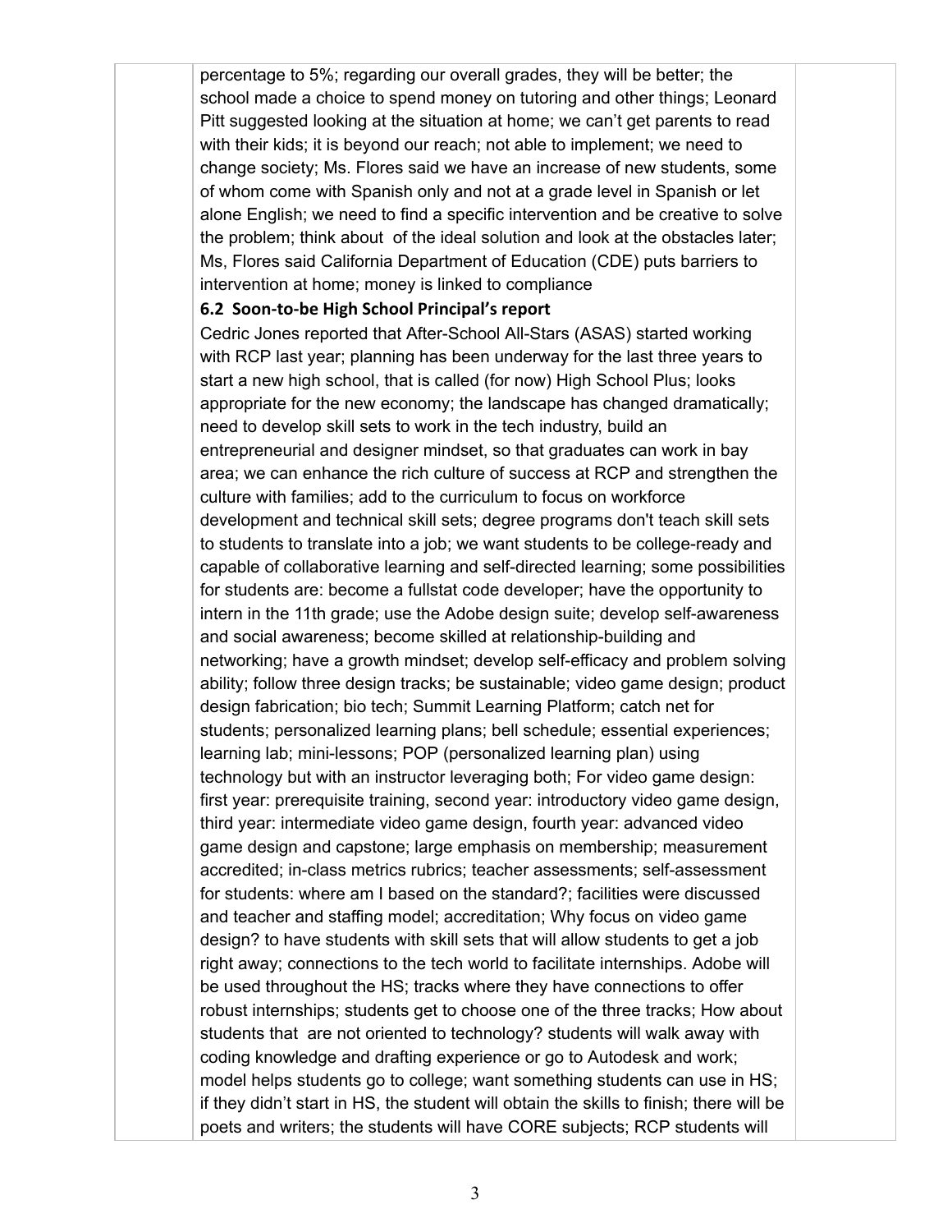percentage to 5%; regarding our overall grades, they will be better; the school made a choice to spend money on tutoring and other things; Leonard Pitt suggested looking at the situation at home; we can't get parents to read with their kids; it is beyond our reach; not able to implement; we need to change society; Ms. Flores said we have an increase of new students, some of whom come with Spanish only and not at a grade level in Spanish or let alone English; we need to find a specific intervention and be creative to solve the problem; think about of the ideal solution and look at the obstacles later; Ms, Flores said California Department of Education (CDE) puts barriers to intervention at home; money is linked to compliance

**6.2 Soon-to-be High School Principal's report**

Cedric Jones reported that After-School All-Stars (ASAS) started working with RCP last year; planning has been underway for the last three years to start a new high school, that is called (for now) High School Plus; looks appropriate for the new economy; the landscape has changed dramatically; need to develop skill sets to work in the tech industry, build an entrepreneurial and designer mindset, so that graduates can work in bay area; we can enhance the rich culture of success at RCP and strengthen the culture with families; add to the curriculum to focus on workforce development and technical skill sets; degree programs don't teach skill sets to students to translate into a job; we want students to be college-ready and capable of collaborative learning and self-directed learning; some possibilities for students are: become a fullstat code developer; have the opportunity to intern in the 11th grade; use the Adobe design suite; develop self-awareness and social awareness; become skilled at relationship-building and networking; have a growth mindset; develop self-efficacy and problem solving ability; follow three design tracks; be sustainable; video game design; product design fabrication; bio tech; Summit Learning Platform; catch net for students; personalized learning plans; bell schedule; essential experiences; learning lab; mini-lessons; POP (personalized learning plan) using technology but with an instructor leveraging both; For video game design: first year: prerequisite training, second year: introductory video game design, third year: intermediate video game design, fourth year: advanced video game design and capstone; large emphasis on membership; measurement accredited; in-class metrics rubrics; teacher assessments; self-assessment for students: where am I based on the standard?; facilities were discussed and teacher and staffing model; accreditation; Why focus on video game design? to have students with skill sets that will allow students to get a job right away; connections to the tech world to facilitate internships. Adobe will be used throughout the HS; tracks where they have connections to offer robust internships; students get to choose one of the three tracks; How about students that are not oriented to technology? students will walk away with coding knowledge and drafting experience or go to Autodesk and work; model helps students go to college; want something students can use in HS; if they didn't start in HS, the student will obtain the skills to finish; there will be poets and writers; the students will have CORE subjects; RCP students will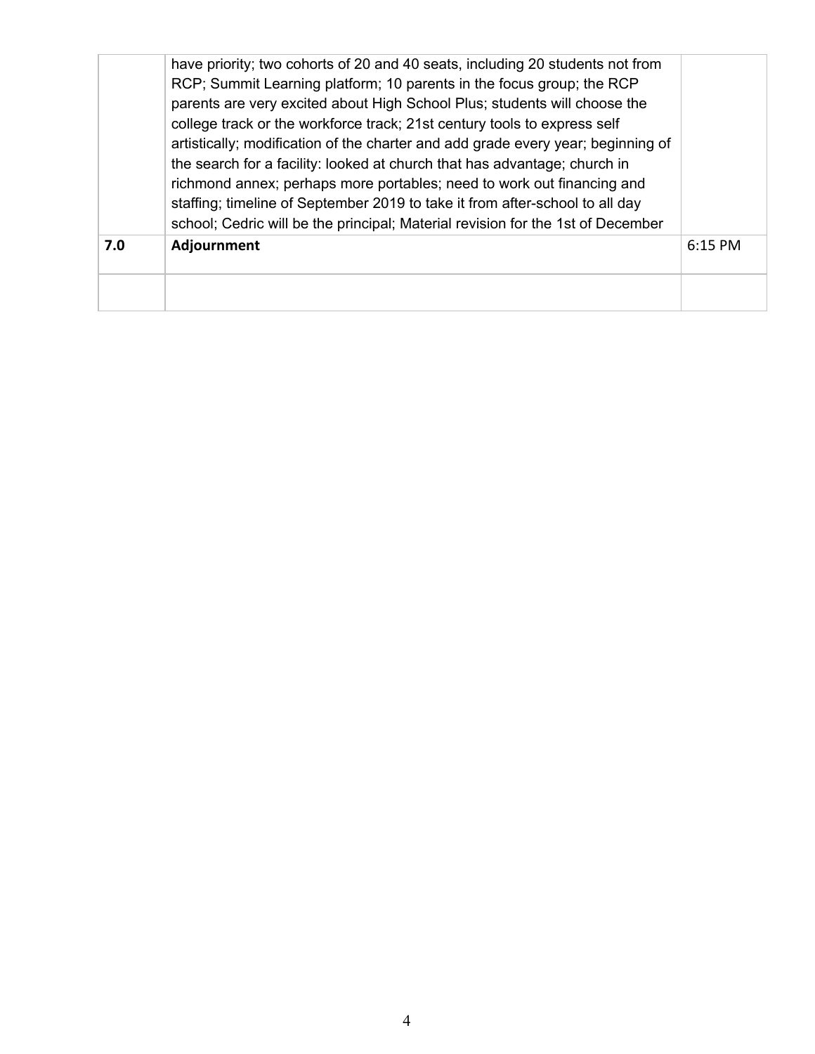| | | |
|---|---|---|
| | have priority; two cohorts of 20 and 40 seats, including 20 students not from RCP; Summit Learning platform; 10 parents in the focus group; the RCP parents are very excited about High School Plus; students will choose the college track or the workforce track; 21st century tools to express self artistically; modification of the charter and add grade every year; beginning of the search for a facility: looked at church that has advantage; church in richmond annex; perhaps more portables; need to work out financing and staffing; timeline of September 2019 to take it from after-school to all day school; Cedric will be the principal; Material revision for the 1st of December | |
| **7.0** | **Adjournment** | 6:15 PM |
| | | |